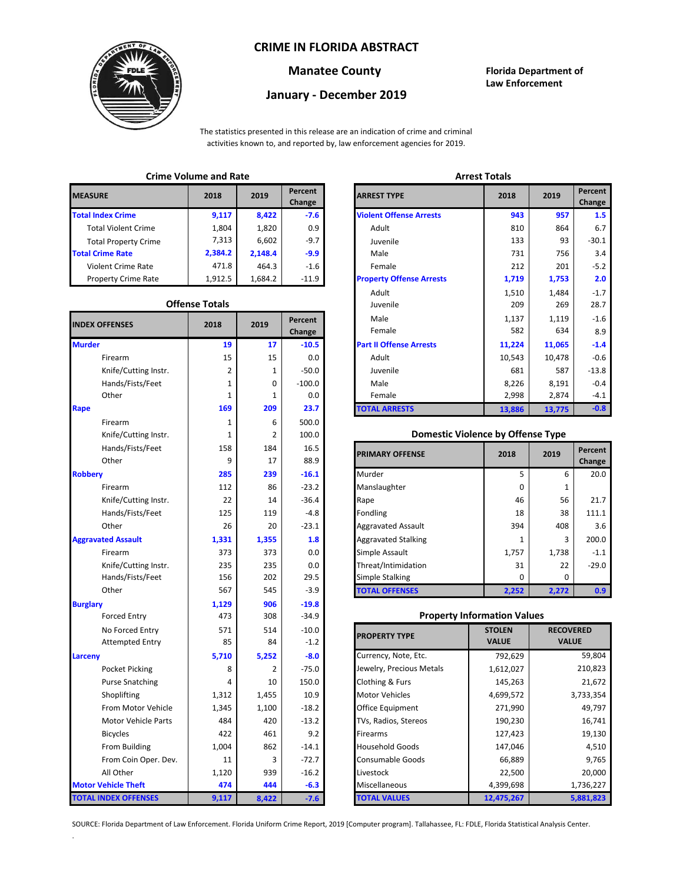# CRIME IN FLORIDA ABSTRACT

## Manatee County

## January - December 2019

**Florida Department of Law Enforcement**

The statistics presented in this release are an indication of crime and criminal activities known to, and reported by, law enforcement agencies for 2019.

### Crime Volume and Rate

| MEASURE | 2018 | 2019 | Percent Change |
|---|---|---|---|
| **Total Index Crime** | **9,117** | **8,422** | **-7.6** |
| Total Violent Crime | 1,804 | 1,820 | 0.9 |
| Total Property Crime | 7,313 | 6,602 | -9.7 |
| **Total Crime Rate** | **2,384.2** | **2,148.4** | **-9.9** |
| Violent Crime Rate | 471.8 | 464.3 | -1.6 |
| Property Crime Rate | 1,912.5 | 1,684.2 | -11.9 |

### Offense Totals

| INDEX OFFENSES | 2018 | 2019 | Percent Change |
|---|---|---|---|
| **Murder** | **19** | **17** | **-10.5** |
| Firearm | 15 | 15 | 0.0 |
| Knife/Cutting Instr. | 2 | 1 | -50.0 |
| Hands/Fists/Feet | 1 | 0 | -100.0 |
| Other | 1 | 1 | 0.0 |
| **Rape** | **169** | **209** | **23.7** |
| Firearm | 1 | 6 | 500.0 |
| Knife/Cutting Instr. | 1 | 2 | 100.0 |
| Hands/Fists/Feet | 158 | 184 | 16.5 |
| Other | 9 | 17 | 88.9 |
| **Robbery** | **285** | **239** | **-16.1** |
| Firearm | 112 | 86 | -23.2 |
| Knife/Cutting Instr. | 22 | 14 | -36.4 |
| Hands/Fists/Feet | 125 | 119 | -4.8 |
| Other | 26 | 20 | -23.1 |
| **Aggravated Assault** | **1,331** | **1,355** | **1.8** |
| Firearm | 373 | 373 | 0.0 |
| Knife/Cutting Instr. | 235 | 235 | 0.0 |
| Hands/Fists/Feet | 156 | 202 | 29.5 |
| Other | 567 | 545 | -3.9 |
| **Burglary** | **1,129** | **906** | **-19.8** |
| Forced Entry | 473 | 308 | -34.9 |
| No Forced Entry | 571 | 514 | -10.0 |
| Attempted Entry | 85 | 84 | -1.2 |
| **Larceny** | **5,710** | **5,252** | **-8.0** |
| Pocket Picking | 8 | 2 | -75.0 |
| Purse Snatching | 4 | 10 | 150.0 |
| Shoplifting | 1,312 | 1,455 | 10.9 |
| From Motor Vehicle | 1,345 | 1,100 | -18.2 |
| Motor Vehicle Parts | 484 | 420 | -13.2 |
| Bicycles | 422 | 461 | 9.2 |
| From Building | 1,004 | 862 | -14.1 |
| From Coin Oper. Dev. | 11 | 3 | -72.7 |
| All Other | 1,120 | 939 | -16.2 |
| **Motor Vehicle Theft** | **474** | **444** | **-6.3** |
| **TOTAL INDEX OFFENSES** | **9,117** | **8,422** | **-7.6** |

### Arrest Totals

| ARREST TYPE | 2018 | 2019 | Percent Change |
|---|---|---|---|
| **Violent Offense Arrests** | **943** | **957** | **1.5** |
| Adult | 810 | 864 | 6.7 |
| Juvenile | 133 | 93 | -30.1 |
| Male | 731 | 756 | 3.4 |
| Female | 212 | 201 | -5.2 |
| **Property Offense Arrests** | **1,719** | **1,753** | **2.0** |
| Adult | 1,510 | 1,484 | -1.7 |
| Juvenile | 209 | 269 | 28.7 |
| Male | 1,137 | 1,119 | -1.6 |
| Female | 582 | 634 | 8.9 |
| **Part II Offense Arrests** | **11,224** | **11,065** | **-1.4** |
| Adult | 10,543 | 10,478 | -0.6 |
| Juvenile | 681 | 587 | -13.8 |
| Male | 8,226 | 8,191 | -0.4 |
| Female | 2,998 | 2,874 | -4.1 |
| **TOTAL ARRESTS** | **13,886** | **13,775** | **-0.8** |

### Domestic Violence by Offense Type

| PRIMARY OFFENSE | 2018 | 2019 | Percent Change |
|---|---|---|---|
| Murder | 5 | 6 | 20.0 |
| Manslaughter | 0 | 1 | |
| Rape | 46 | 56 | 21.7 |
| Fondling | 18 | 38 | 111.1 |
| Aggravated Assault | 394 | 408 | 3.6 |
| Aggravated Stalking | 1 | 3 | 200.0 |
| Simple Assault | 1,757 | 1,738 | -1.1 |
| Threat/Intimidation | 31 | 22 | -29.0 |
| Simple Stalking | 0 | 0 | |
| **TOTAL OFFENSES** | **2,252** | **2,272** | **0.9** |

### Property Information Values

| PROPERTY TYPE | STOLEN VALUE | RECOVERED VALUE |
|---|---|---|
| Currency, Note, Etc. | 792,629 | 59,804 |
| Jewelry, Precious Metals | 1,612,027 | 210,823 |
| Clothing & Furs | 145,263 | 21,672 |
| Motor Vehicles | 4,699,572 | 3,733,354 |
| Office Equipment | 271,990 | 49,797 |
| TVs, Radios, Stereos | 190,230 | 16,741 |
| Firearms | 127,423 | 19,130 |
| Household Goods | 147,046 | 4,510 |
| Consumable Goods | 66,889 | 9,765 |
| Livestock | 22,500 | 20,000 |
| Miscellaneous | 4,399,698 | 1,736,227 |
| **TOTAL VALUES** | **12,475,267** | **5,881,823** |

SOURCE: Florida Department of Law Enforcement. Florida Uniform Crime Report, 2019 [Computer program]. Tallahassee, FL: FDLE, Florida Statistical Analysis Center.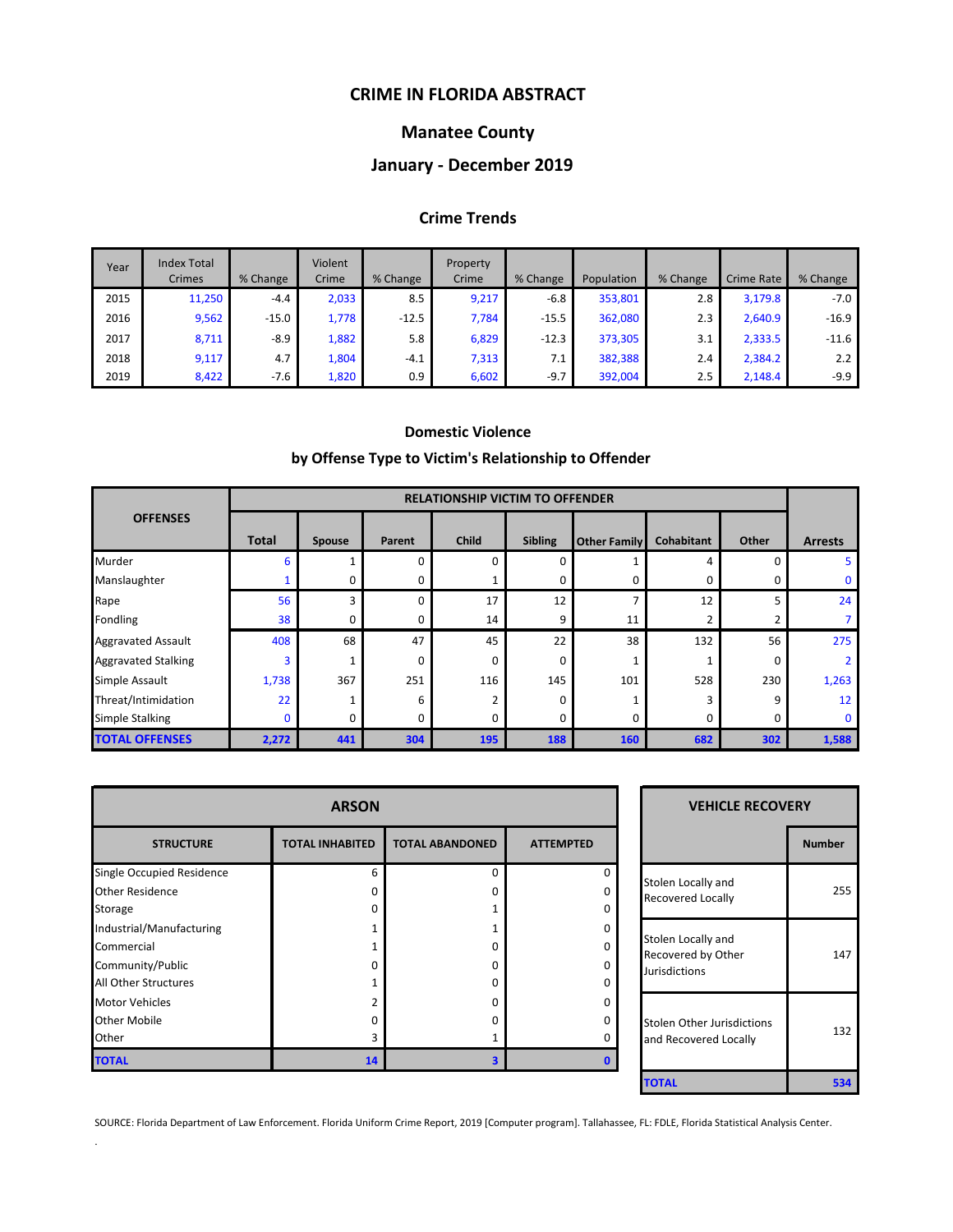# CRIME IN FLORIDA ABSTRACT

## Manatee County

## January - December 2019

### Crime Trends

| Year | Index Total Crimes | % Change | Violent Crime | % Change | Property Crime | % Change | Population | % Change | Crime Rate | % Change |
|---|---|---|---|---|---|---|---|---|---|---|
| 2015 | 11,250 | -4.4 | 2,033 | 8.5 | 9,217 | -6.8 | 353,801 | 2.8 | 3,179.8 | -7.0 |
| 2016 | 9,562 | -15.0 | 1,778 | -12.5 | 7,784 | -15.5 | 362,080 | 2.3 | 2,640.9 | -16.9 |
| 2017 | 8,711 | -8.9 | 1,882 | 5.8 | 6,829 | -12.3 | 373,305 | 3.1 | 2,333.5 | -11.6 |
| 2018 | 9,117 | 4.7 | 1,804 | -4.1 | 7,313 | 7.1 | 382,388 | 2.4 | 2,384.2 | 2.2 |
| 2019 | 8,422 | -7.6 | 1,820 | 0.9 | 6,602 | -9.7 | 392,004 | 2.5 | 2,148.4 | -9.9 |

### Domestic Violence

### by Offense Type to Victim's Relationship to Offender

| OFFENSES | RELATIONSHIP VICTIM TO OFFENDER | | | | | | | | Arrests |
|---|---|---|---|---|---|---|---|---|---|
| | Total | Spouse | Parent | Child | Sibling | Other Family | Cohabitant | Other | |
| Murder | 6 | 1 | 0 | 0 | 0 | 1 | 4 | 0 | 5 |
| Manslaughter | 1 | 0 | 0 | 1 | 0 | 0 | 0 | 0 | 0 |
| Rape | 56 | 3 | 0 | 17 | 12 | 7 | 12 | 5 | 24 |
| Fondling | 38 | 0 | 0 | 14 | 9 | 11 | 2 | 2 | 7 |
| Aggravated Assault | 408 | 68 | 47 | 45 | 22 | 38 | 132 | 56 | 275 |
| Aggravated Stalking | 3 | 1 | 0 | 0 | 0 | 1 | 1 | 0 | 2 |
| Simple Assault | 1,738 | 367 | 251 | 116 | 145 | 101 | 528 | 230 | 1,263 |
| Threat/Intimidation | 22 | 1 | 6 | 2 | 0 | 1 | 3 | 9 | 12 |
| Simple Stalking | 0 | 0 | 0 | 0 | 0 | 0 | 0 | 0 | 0 |
| **TOTAL OFFENSES** | **2,272** | **441** | **304** | **195** | **188** | **160** | **682** | **302** | **1,588** |

### ARSON

| STRUCTURE | TOTAL INHABITED | TOTAL ABANDONED | ATTEMPTED |
|---|---|---|---|
| Single Occupied Residence | 6 | 0 | 0 |
| Other Residence | 0 | 0 | 0 |
| Storage | 0 | 1 | 0 |
| Industrial/Manufacturing | 1 | 1 | 0 |
| Commercial | 1 | 0 | 0 |
| Community/Public | 0 | 0 | 0 |
| All Other Structures | 1 | 0 | 0 |
| Motor Vehicles | 2 | 0 | 0 |
| Other Mobile | 0 | 0 | 0 |
| Other | 3 | 1 | 0 |
| **TOTAL** | **14** | **3** | **0** |

### VEHICLE RECOVERY

| | Number |
|---|---|
| Stolen Locally and Recovered Locally | 255 |
| Stolen Locally and Recovered by Other Jurisdictions | 147 |
| Stolen Other Jurisdictions and Recovered Locally | 132 |
| **TOTAL** | **534** |

SOURCE: Florida Department of Law Enforcement. Florida Uniform Crime Report, 2019 [Computer program]. Tallahassee, FL: FDLE, Florida Statistical Analysis Center.